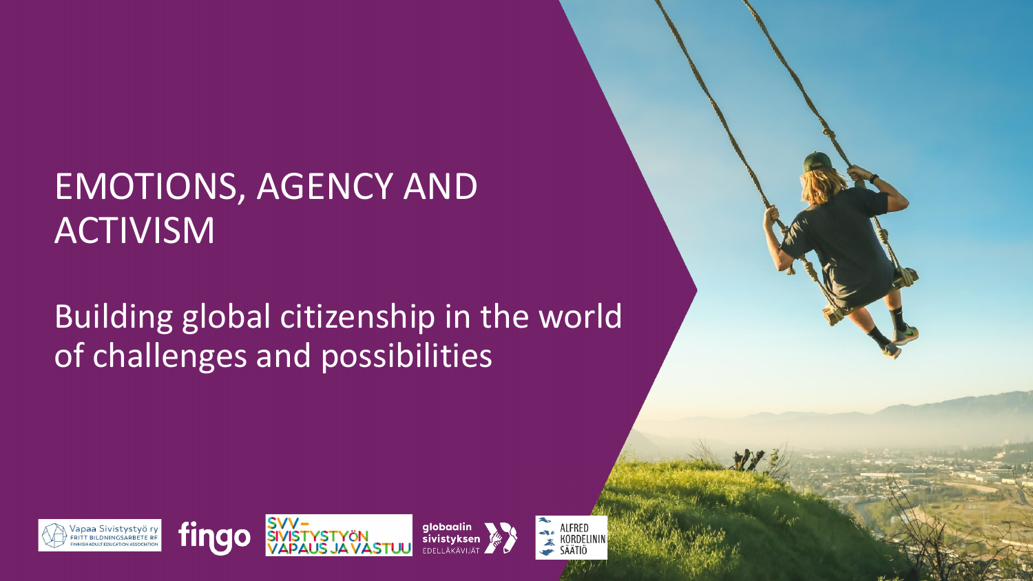# EMOTIONS, AGENCY AND ACTIVISM

## Building global citizenship in the world of challenges and possibilities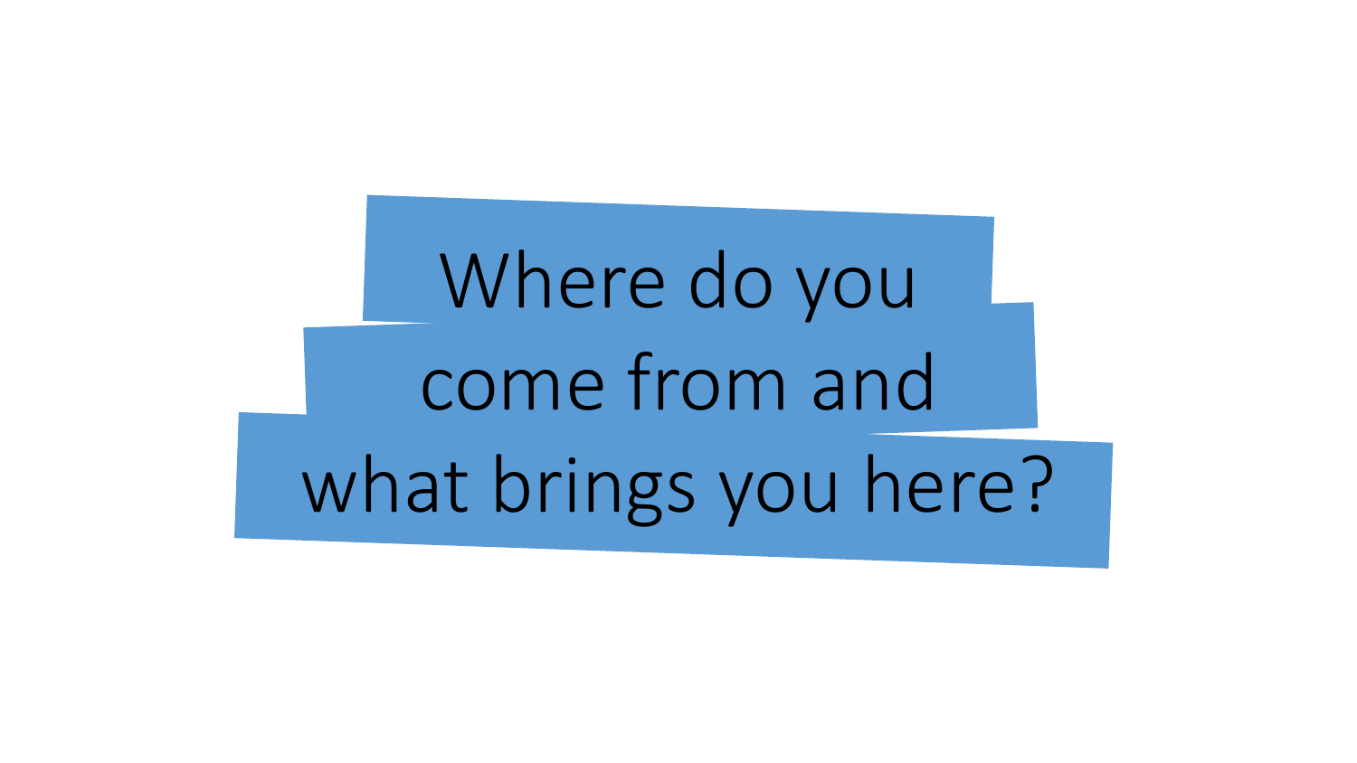Where do you come from and what brings you here?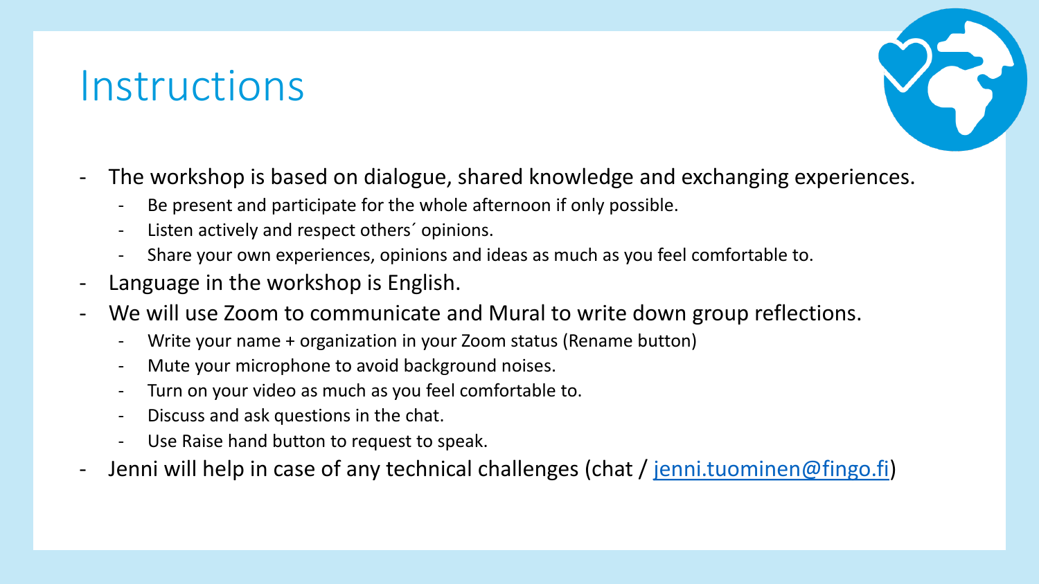# Instructions

- The workshop is based on dialogue, shared knowledge and exchanging experiences.
  - Be present and participate for the whole afternoon if only possible.
  - Listen actively and respect others´ opinions.
  - Share your own experiences, opinions and ideas as much as you feel comfortable to.
- Language in the workshop is English.
- We will use Zoom to communicate and Mural to write down group reflections.
  - Write your name + organization in your Zoom status (Rename button)
  - Mute your microphone to avoid background noises.
  - Turn on your video as much as you feel comfortable to.
  - Discuss and ask questions in the chat.
  - Use Raise hand button to request to speak.
- Jenni will help in case of any technical challenges (chat / jenni.tuominen@fingo.fi)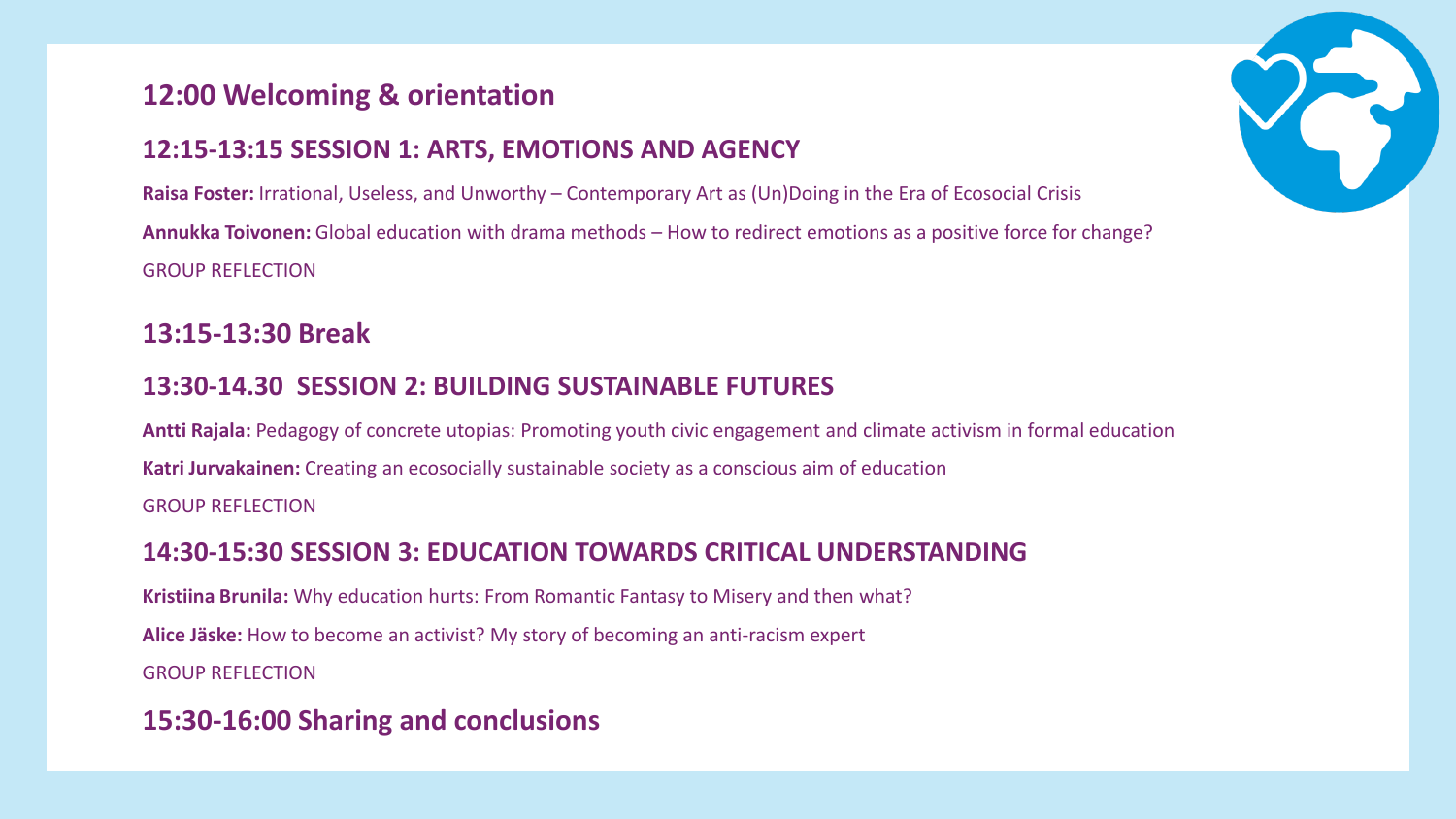## 12:00 Welcoming & orientation

### 12:15-13:15 SESSION 1: ARTS, EMOTIONS AND AGENCY

**Raisa Foster:** Irrational, Useless, and Unworthy – Contemporary Art as (Un)Doing in the Era of Ecosocial Crisis

**Annukka Toivonen:** Global education with drama methods – How to redirect emotions as a positive force for change?

GROUP REFLECTION

## 13:15-13:30 Break

### 13:30-14.30 SESSION 2: BUILDING SUSTAINABLE FUTURES

**Antti Rajala:** Pedagogy of concrete utopias: Promoting youth civic engagement and climate activism in formal education

**Katri Jurvakainen:** Creating an ecosocially sustainable society as a conscious aim of education

GROUP REFLECTION

### 14:30-15:30 SESSION 3: EDUCATION TOWARDS CRITICAL UNDERSTANDING

**Kristiina Brunila:** Why education hurts: From Romantic Fantasy to Misery and then what?

**Alice Jäske:** How to become an activist? My story of becoming an anti-racism expert

GROUP REFLECTION

## 15:30-16:00 Sharing and conclusions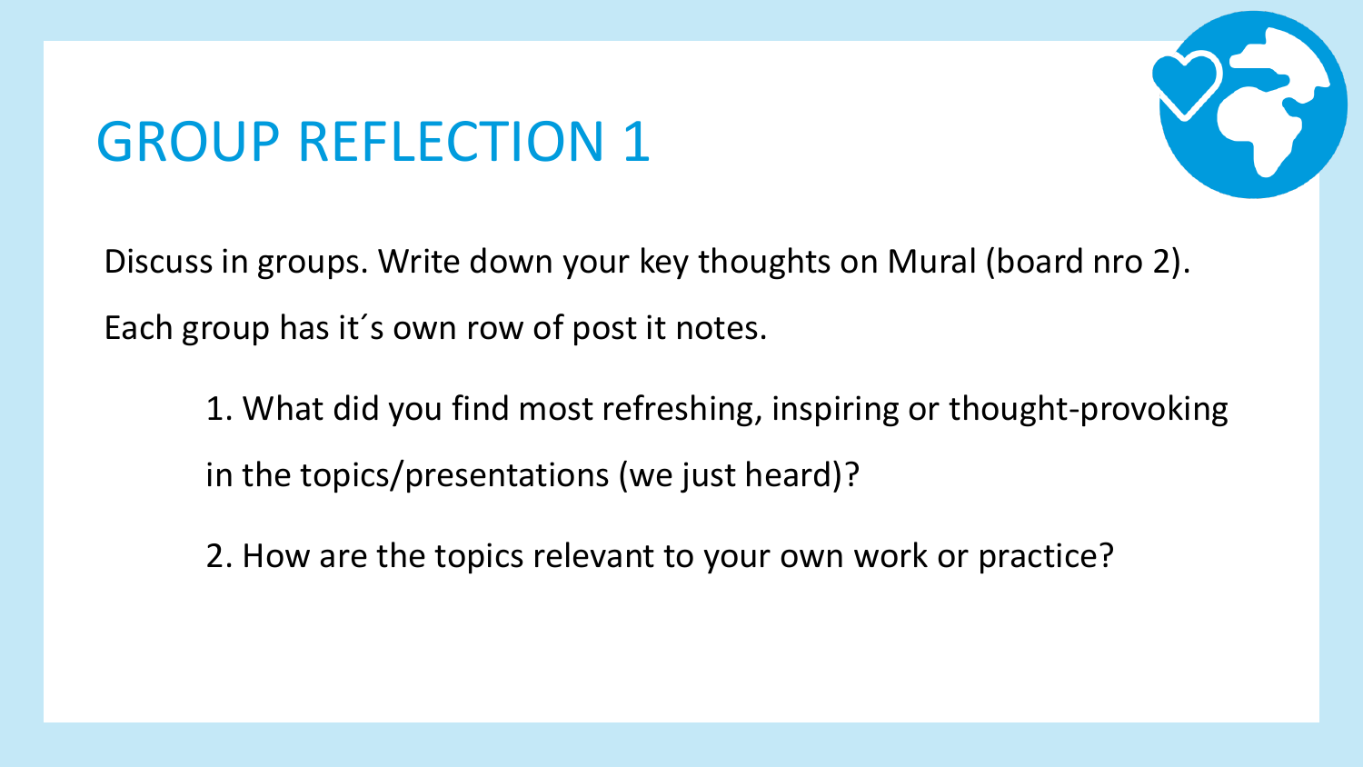# GROUP REFLECTION 1

Discuss in groups. Write down your key thoughts on Mural (board nro 2).

Each group has it´s own row of post it notes.

1. What did you find most refreshing, inspiring or thought-provoking in the topics/presentations (we just heard)?
2. How are the topics relevant to your own work or practice?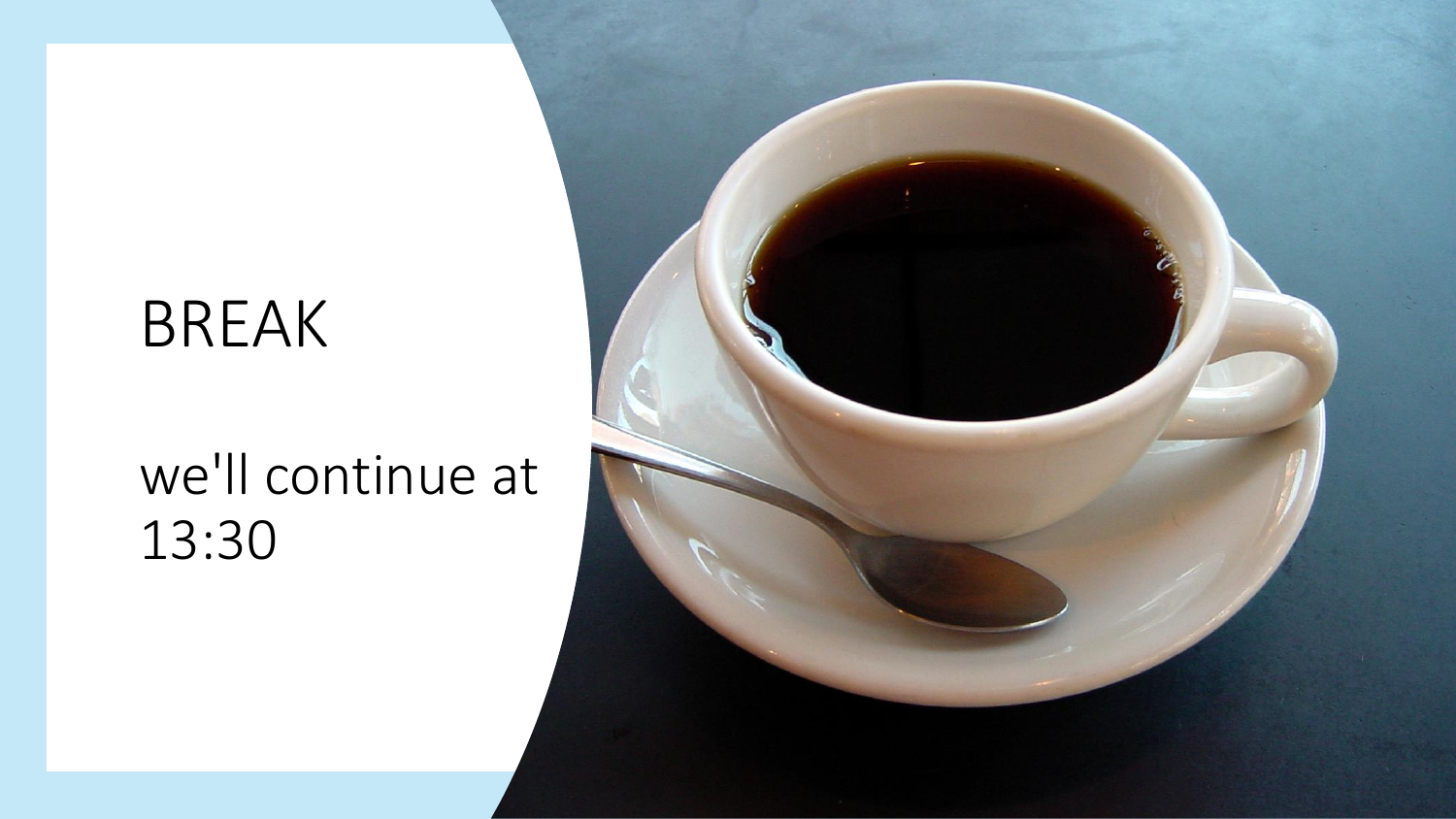# BREAK

we'll continue at 13:30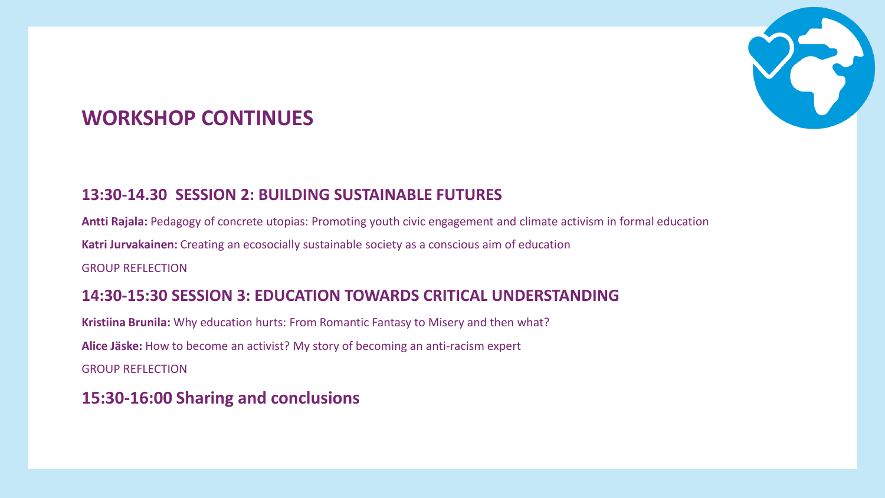# WORKSHOP CONTINUES

## 13:30-14.30 SESSION 2: BUILDING SUSTAINABLE FUTURES

**Antti Rajala:** Pedagogy of concrete utopias: Promoting youth civic engagement and climate activism in formal education

**Katri Jurvakainen:** Creating an ecosocially sustainable society as a conscious aim of education

GROUP REFLECTION

## 14:30-15:30 SESSION 3: EDUCATION TOWARDS CRITICAL UNDERSTANDING

**Kristiina Brunila:** Why education hurts: From Romantic Fantasy to Misery and then what?

**Alice Jäske:** How to become an activist? My story of becoming an anti-racism expert

GROUP REFLECTION

## 15:30-16:00 Sharing and conclusions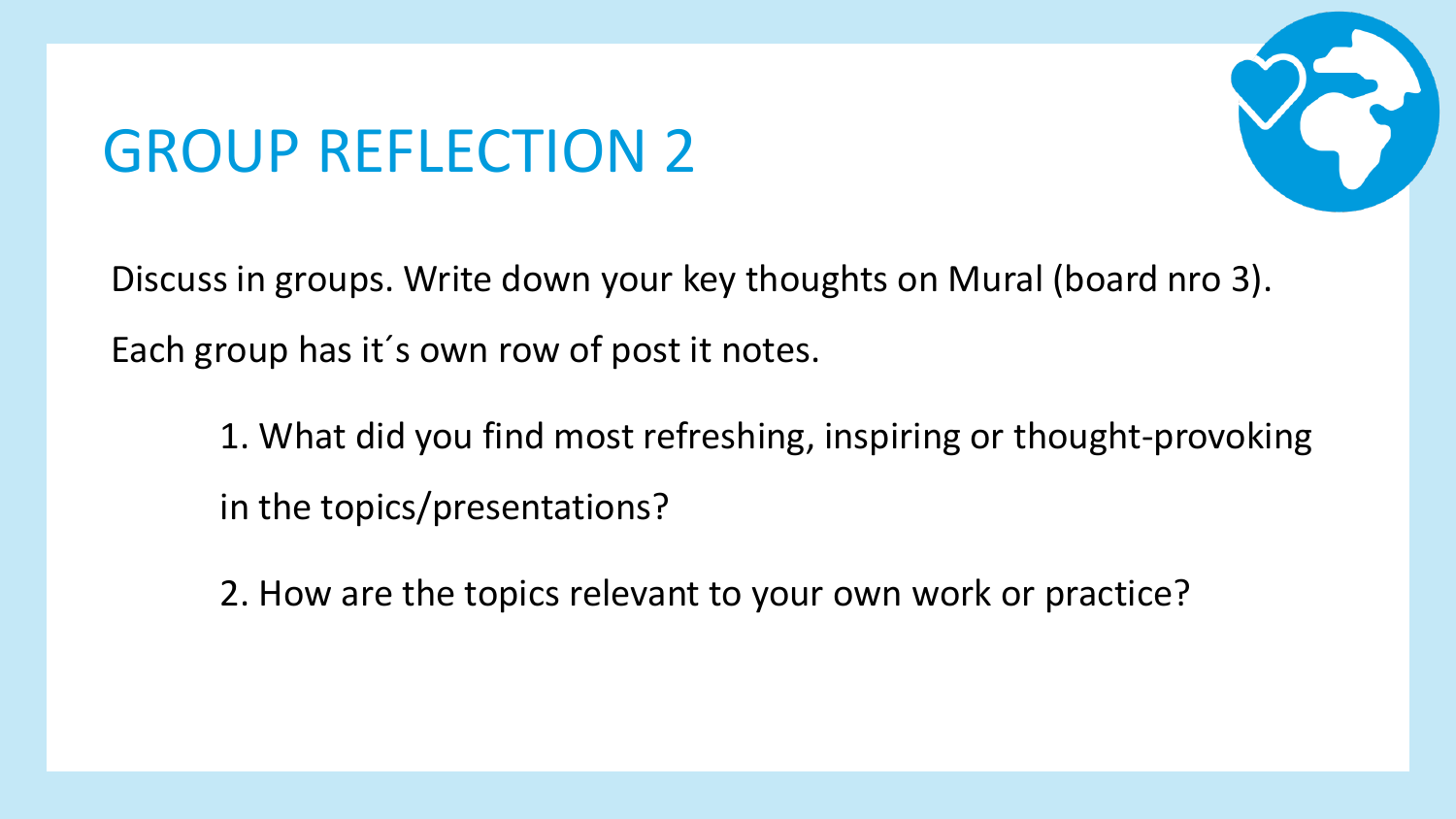# GROUP REFLECTION 2

Discuss in groups. Write down your key thoughts on Mural (board nro 3).

Each group has it´s own row of post it notes.

1. What did you find most refreshing, inspiring or thought-provoking in the topics/presentations?
2. How are the topics relevant to your own work or practice?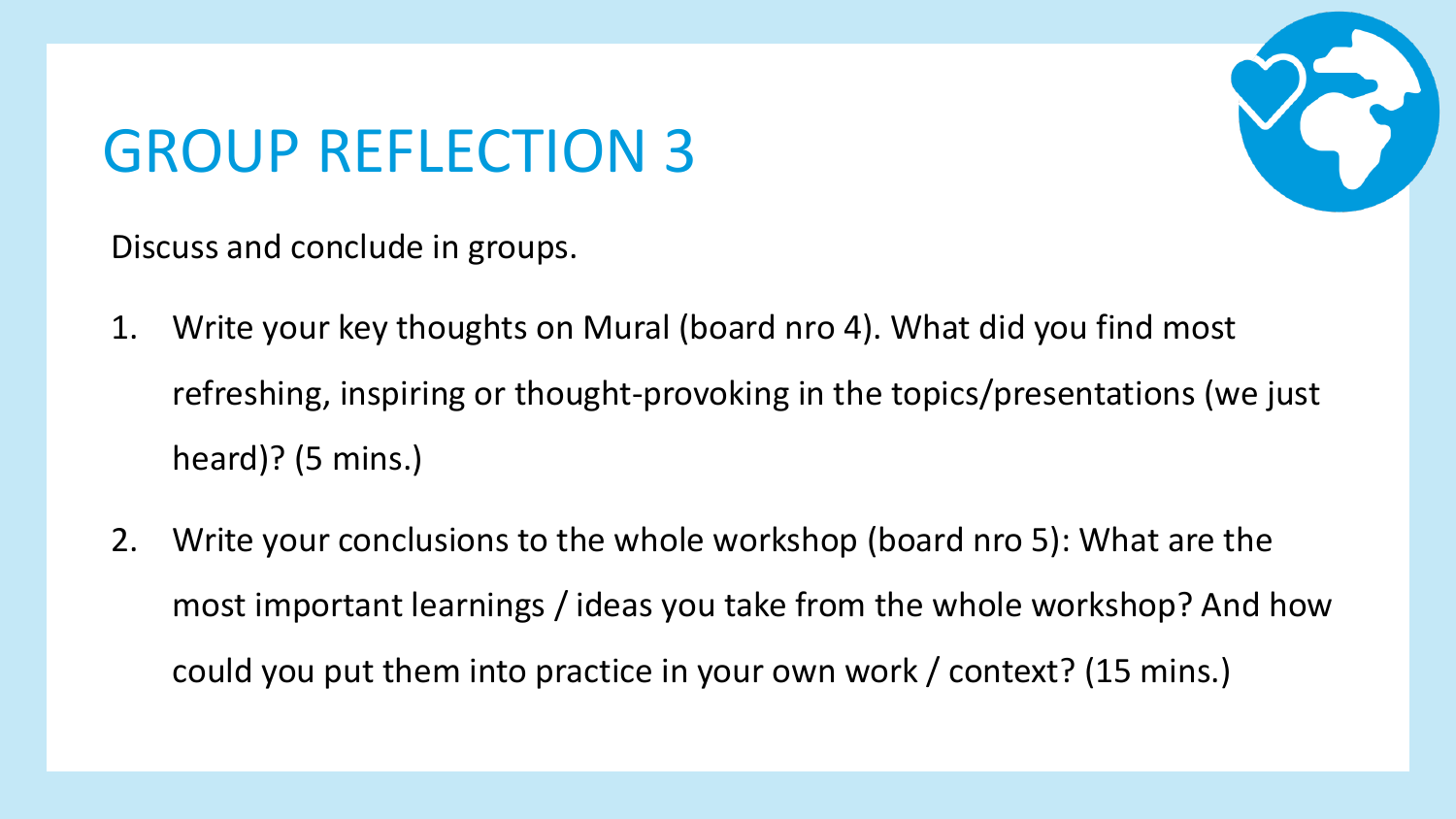# GROUP REFLECTION 3

Discuss and conclude in groups.

1. Write your key thoughts on Mural (board nro 4). What did you find most refreshing, inspiring or thought-provoking in the topics/presentations (we just heard)? (5 mins.)
2. Write your conclusions to the whole workshop (board nro 5): What are the most important learnings / ideas you take from the whole workshop? And how could you put them into practice in your own work / context? (15 mins.)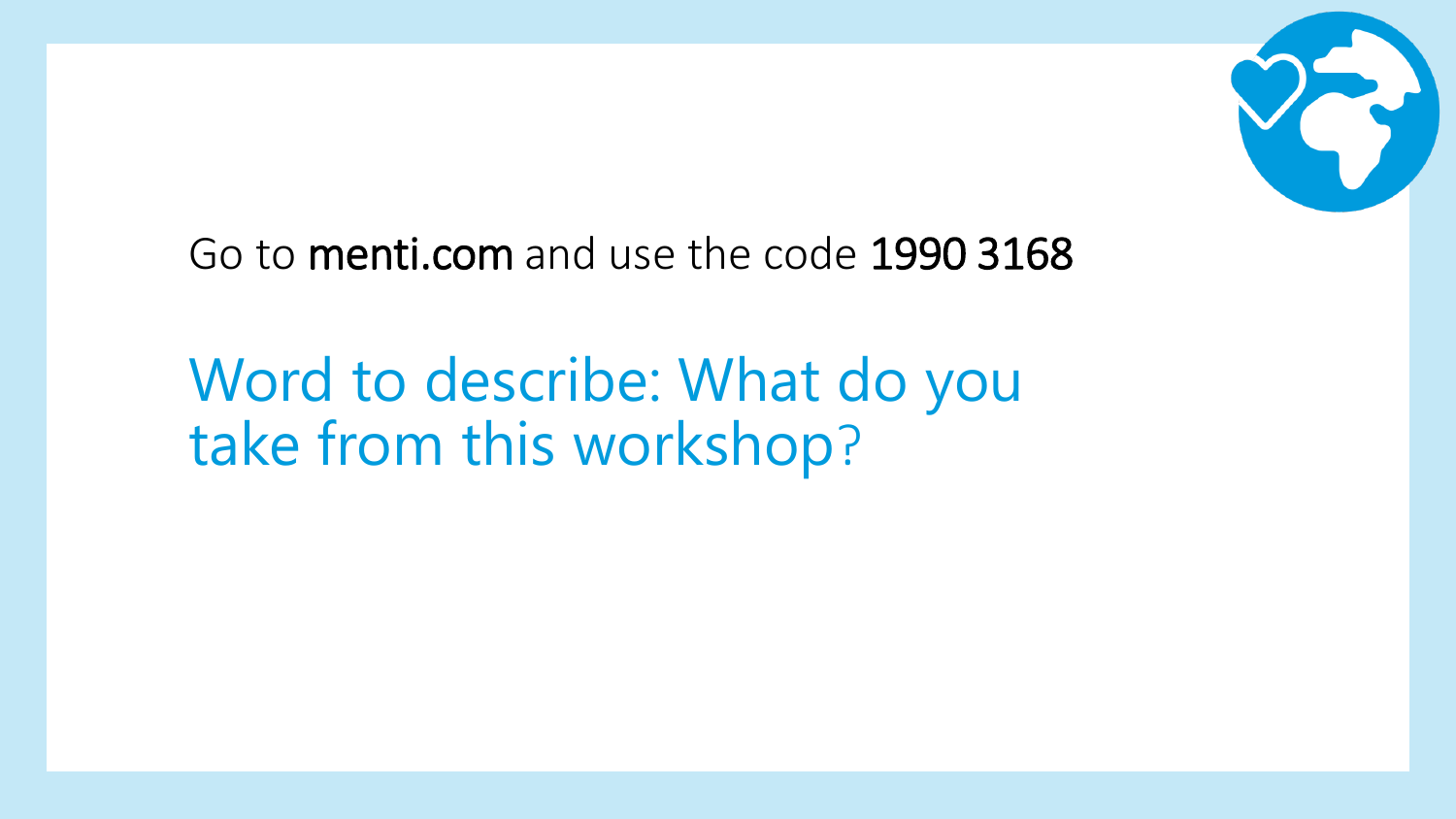Go to **menti.com** and use the code **1990 3168**

## Word to describe: What do you take from this workshop?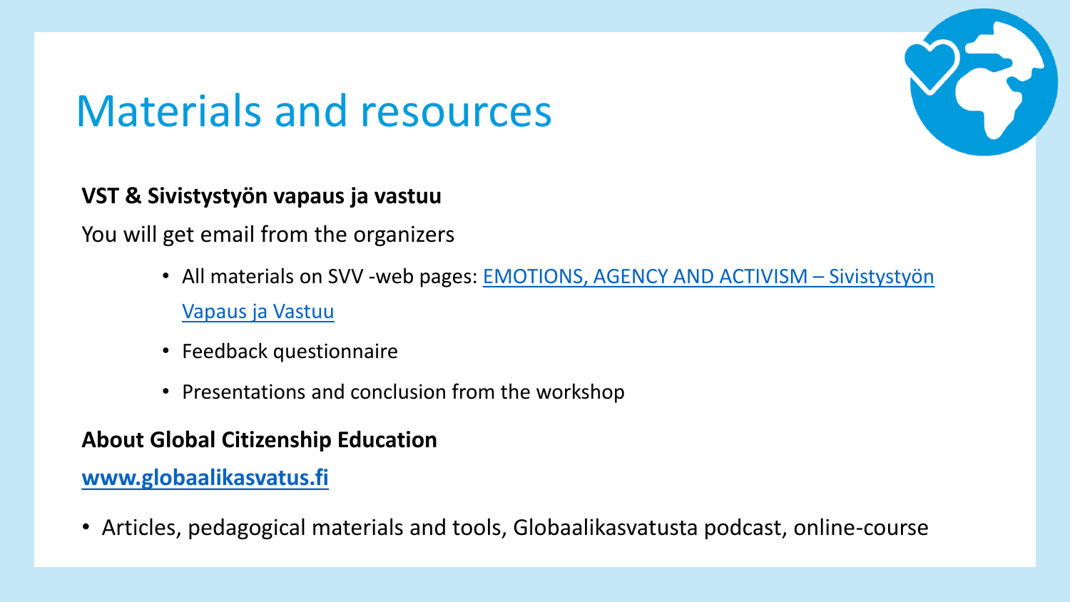# Materials and resources

**VST & Sivistystyön vapaus ja vastuu**

You will get email from the organizers

- All materials on SVV -web pages: EMOTIONS, AGENCY AND ACTIVISM – Sivistystyön Vapaus ja Vastuu
- Feedback questionnaire
- Presentations and conclusion from the workshop

**About Global Citizenship Education**

**www.globaalikasvatus.fi**

- Articles, pedagogical materials and tools, Globaalikasvatusta podcast, online-course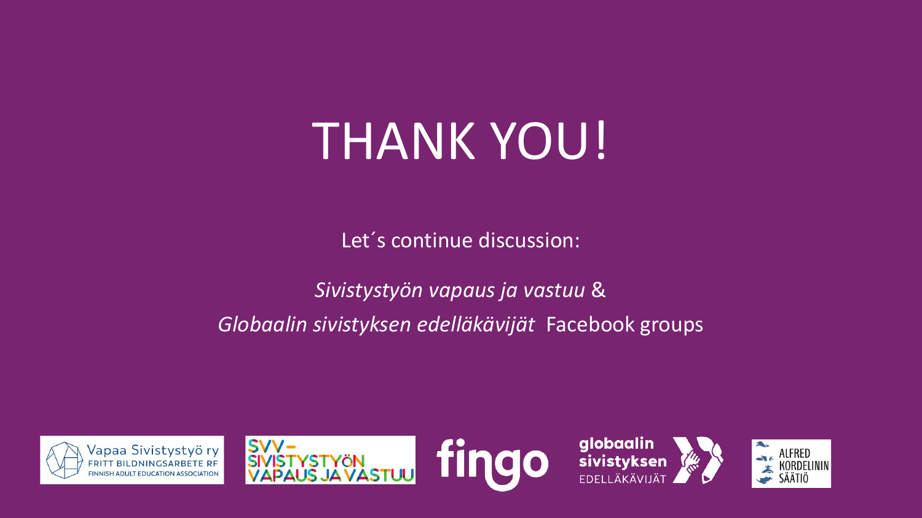# THANK YOU!

Let´s continue discussion:

*Sivistystyön vapaus ja vastuu* &

*Globaalin sivistyksen edelläkävijät* Facebook groups